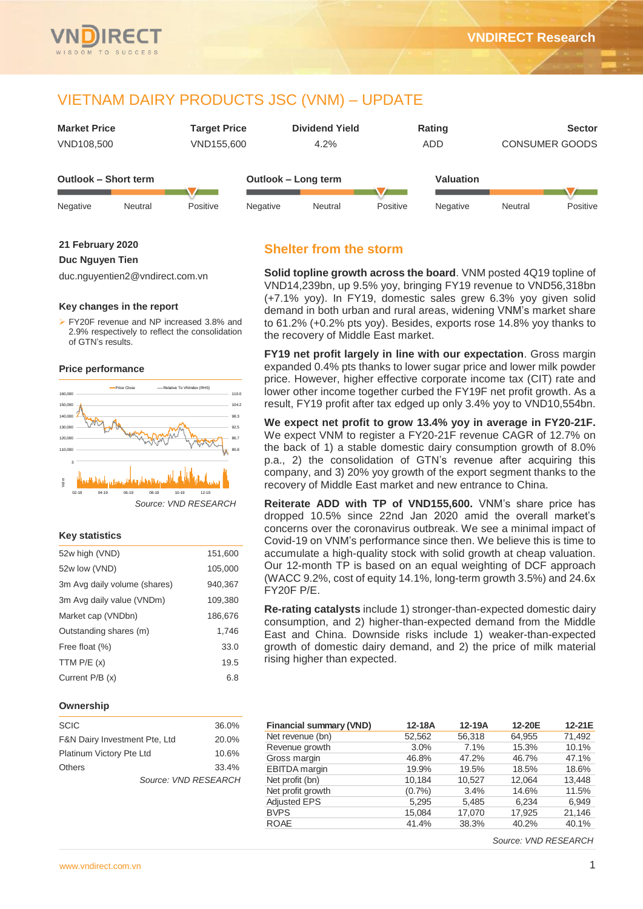# VIETNAM DAIRY PRODUCTS JSC (VNM) – UPDATE

| Market Price | Target Price | Dividend Yield | Rating | Sector |
|---|---|---|---|---|
| VND108,500 | VND155,600 | 4.2% | ADD | CONSUMER GOODS |

**Outlook – Short term:** Negative / Neutral / Positive (Positive)

**Outlook – Long term:** Negative / Neutral / Positive (Positive)

**Valuation:** Negative / Neutral / Positive (Positive)

**21 February 2020**

**Duc Nguyen Tien**

duc.nguyentien2@vndirect.com.vn

### Key changes in the report

- FY20F revenue and NP increased 3.8% and 2.9% respectively to reflect the consolidation of GTN's results.

### Price performance

*Source: VND RESEARCH*

### Key statistics

| | |
|---|---|
| 52w high (VND) | 151,600 |
| 52w low (VND) | 105,000 |
| 3m Avg daily volume (shares) | 940,367 |
| 3m Avg daily value (VNDm) | 109,380 |
| Market cap (VNDbn) | 186,676 |
| Outstanding shares (m) | 1,746 |
| Free float (%) | 33.0 |
| TTM P/E (x) | 19.5 |
| Current P/B (x) | 6.8 |

### Ownership

| | |
|---|---|
| SCIC | 36.0% |
| F&N Dairy Investment Pte, Ltd | 20.0% |
| Platinum Victory Pte Ltd | 10.6% |
| Others | 33.4% |

*Source: VND RESEARCH*

## Shelter from the storm

**Solid topline growth across the board**. VNM posted 4Q19 topline of VND14,239bn, up 9.5% yoy, bringing FY19 revenue to VND56,318bn (+7.1% yoy). In FY19, domestic sales grew 6.3% yoy given solid demand in both urban and rural areas, widening VNM's market share to 61.2% (+0.2% pts yoy). Besides, exports rose 14.8% yoy thanks to the recovery of Middle East market.

**FY19 net profit largely in line with our expectation**. Gross margin expanded 0.4% pts thanks to lower sugar price and lower milk powder price. However, higher effective corporate income tax (CIT) rate and lower other income together curbed the FY19F net profit growth. As a result, FY19 profit after tax edged up only 3.4% yoy to VND10,554bn.

**We expect net profit to grow 13.4% yoy in average in FY20-21F.** We expect VNM to register a FY20-21F revenue CAGR of 12.7% on the back of 1) a stable domestic dairy consumption growth of 8.0% p.a., 2) the consolidation of GTN's revenue after acquiring this company, and 3) 20% yoy growth of the export segment thanks to the recovery of Middle East market and new entrance to China.

**Reiterate ADD with TP of VND155,600.** VNM's share price has dropped 10.5% since 22nd Jan 2020 amid the overall market's concerns over the coronavirus outbreak. We see a minimal impact of Covid-19 on VNM's performance since then. We believe this is time to accumulate a high-quality stock with solid growth at cheap valuation. Our 12-month TP is based on an equal weighting of DCF approach (WACC 9.2%, cost of equity 14.1%, long-term growth 3.5%) and 24.6x FY20F P/E.

**Re-rating catalysts** include 1) stronger-than-expected domestic dairy consumption, and 2) higher-than-expected demand from the Middle East and China. Downside risks include 1) weaker-than-expected growth of domestic dairy demand, and 2) the price of milk material rising higher than expected.

| Financial summary (VND) | 12-18A | 12-19A | 12-20E | 12-21E |
|---|---|---|---|---|
| Net revenue (bn) | 52,562 | 56,318 | 64,955 | 71,492 |
| Revenue growth | 3.0% | 7.1% | 15.3% | 10.1% |
| Gross margin | 46.8% | 47.2% | 46.7% | 47.1% |
| EBITDA margin | 19.9% | 19.5% | 18.5% | 18.6% |
| Net profit (bn) | 10,184 | 10,527 | 12,064 | 13,448 |
| Net profit growth | (0.7%) | 3.4% | 14.6% | 11.5% |
| Adjusted EPS | 5,295 | 5,485 | 6,234 | 6,949 |
| BVPS | 15,084 | 17,070 | 17,925 | 21,146 |
| ROAE | 41.4% | 38.3% | 40.2% | 40.1% |

*Source: VND RESEARCH*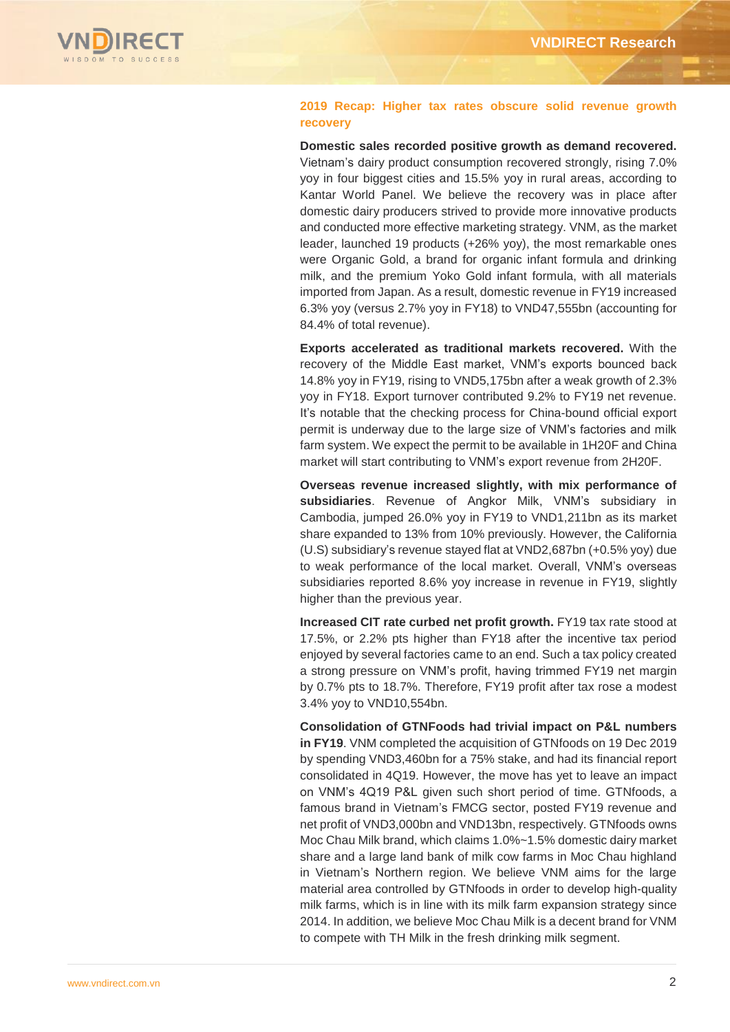## 2019 Recap: Higher tax rates obscure solid revenue growth recovery

**Domestic sales recorded positive growth as demand recovered.** Vietnam's dairy product consumption recovered strongly, rising 7.0% yoy in four biggest cities and 15.5% yoy in rural areas, according to Kantar World Panel. We believe the recovery was in place after domestic dairy producers strived to provide more innovative products and conducted more effective marketing strategy. VNM, as the market leader, launched 19 products (+26% yoy), the most remarkable ones were Organic Gold, a brand for organic infant formula and drinking milk, and the premium Yoko Gold infant formula, with all materials imported from Japan. As a result, domestic revenue in FY19 increased 6.3% yoy (versus 2.7% yoy in FY18) to VND47,555bn (accounting for 84.4% of total revenue).

**Exports accelerated as traditional markets recovered.** With the recovery of the Middle East market, VNM's exports bounced back 14.8% yoy in FY19, rising to VND5,175bn after a weak growth of 2.3% yoy in FY18. Export turnover contributed 9.2% to FY19 net revenue. It's notable that the checking process for China-bound official export permit is underway due to the large size of VNM's factories and milk farm system. We expect the permit to be available in 1H20F and China market will start contributing to VNM's export revenue from 2H20F.

**Overseas revenue increased slightly, with mix performance of subsidiaries**. Revenue of Angkor Milk, VNM's subsidiary in Cambodia, jumped 26.0% yoy in FY19 to VND1,211bn as its market share expanded to 13% from 10% previously. However, the California (U.S) subsidiary's revenue stayed flat at VND2,687bn (+0.5% yoy) due to weak performance of the local market. Overall, VNM's overseas subsidiaries reported 8.6% yoy increase in revenue in FY19, slightly higher than the previous year.

**Increased CIT rate curbed net profit growth.** FY19 tax rate stood at 17.5%, or 2.2% pts higher than FY18 after the incentive tax period enjoyed by several factories came to an end. Such a tax policy created a strong pressure on VNM's profit, having trimmed FY19 net margin by 0.7% pts to 18.7%. Therefore, FY19 profit after tax rose a modest 3.4% yoy to VND10,554bn.

**Consolidation of GTNFoods had trivial impact on P&L numbers in FY19**. VNM completed the acquisition of GTNfoods on 19 Dec 2019 by spending VND3,460bn for a 75% stake, and had its financial report consolidated in 4Q19. However, the move has yet to leave an impact on VNM's 4Q19 P&L given such short period of time. GTNfoods, a famous brand in Vietnam's FMCG sector, posted FY19 revenue and net profit of VND3,000bn and VND13bn, respectively. GTNfoods owns Moc Chau Milk brand, which claims 1.0%~1.5% domestic dairy market share and a large land bank of milk cow farms in Moc Chau highland in Vietnam's Northern region. We believe VNM aims for the large material area controlled by GTNfoods in order to develop high-quality milk farms, which is in line with its milk farm expansion strategy since 2014. In addition, we believe Moc Chau Milk is a decent brand for VNM to compete with TH Milk in the fresh drinking milk segment.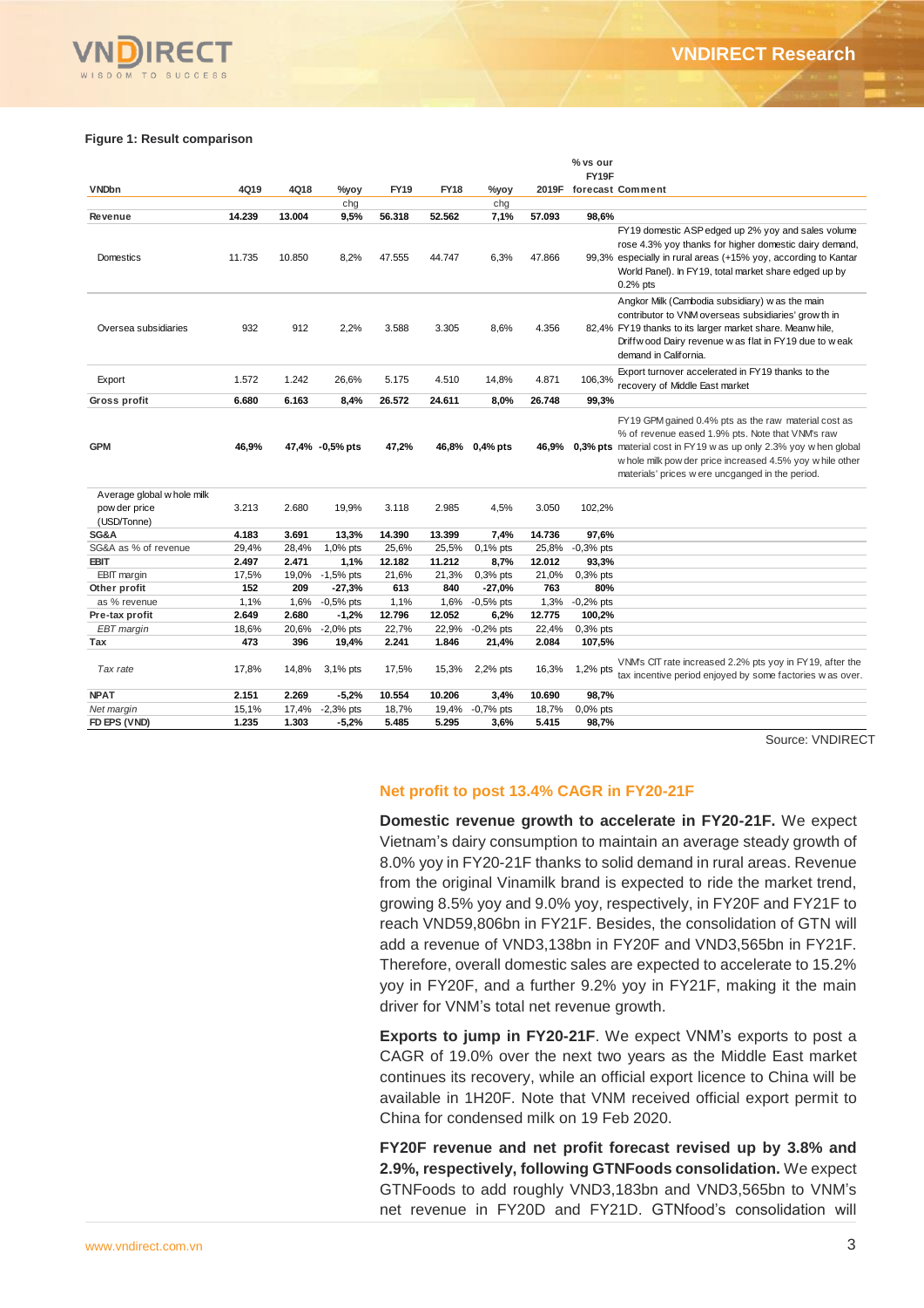**Figure 1: Result comparison**

| VNDbn | 4Q19 | 4Q18 | %yoy chg | FY19 | FY18 | %yoy chg | 2019F | % vs our FY19F forecast | Comment |
|---|---|---|---|---|---|---|---|---|---|
| **Revenue** | **14.239** | **13.004** | **9,5%** | **56.318** | **52.562** | **7,1%** | **57.093** | **98,6%** | |
| Domestics | 11.735 | 10.850 | 8,2% | 47.555 | 44.747 | 6,3% | 47.866 | 99,3% | FY19 domestic ASP edged up 2% yoy and sales volume rose 4.3% yoy thanks for higher domestic dairy demand, especially in rural areas (+15% yoy, according to Kantar World Panel). In FY19, total market share edged up by 0.2% pts |
| Oversea subsidiaries | 932 | 912 | 2,2% | 3.588 | 3.305 | 8,6% | 4.356 | 82,4% | Angkor Milk (Cambodia subsidiary) was the main contributor to VNM overseas subsidiaries' growth in FY19 thanks to its larger market share. Meanwhile, Driffwood Dairy revenue was flat in FY19 due to weak demand in California. |
| Export | 1.572 | 1.242 | 26,6% | 5.175 | 4.510 | 14,8% | 4.871 | 106,3% | Export turnover accelerated in FY19 thanks to the recovery of Middle East market |
| **Gross profit** | **6.680** | **6.163** | **8,4%** | **26.572** | **24.611** | **8,0%** | **26.748** | **99,3%** | |
| **GPM** | **46,9%** | **47,4%** | **-0,5% pts** | **47,2%** | **46,8%** | **0,4% pts** | **46,9%** | **0,3% pts** | FY19 GPM gained 0.4% pts as the raw material cost as % of revenue eased 1.9% pts. Note that VNM's raw material cost in FY19 was up only 2.3% yoy when global whole milk powder price increased 4.5% yoy while other materials' prices were uncganged in the period. |
| Average global whole milk powder price (USD/Tonne) | 3.213 | 2.680 | 19,9% | 3.118 | 2.985 | 4,5% | 3.050 | 102,2% | |
| **SG&A** | **4.183** | **3.691** | **13,3%** | **14.390** | **13.399** | **7,4%** | **14.736** | **97,6%** | |
| SG&A as % of revenue | 29,4% | 28,4% | 1,0% pts | 25,6% | 25,5% | 0,1% pts | 25,8% | -0,3% pts | |
| **EBIT** | **2.497** | **2.471** | **1,1%** | **12.182** | **11.212** | **8,7%** | **12.012** | **93,3%** | |
| EBIT margin | 17,5% | 19,0% | -1,5% pts | 21,6% | 21,3% | 0,3% pts | 21,0% | 0,3% pts | |
| **Other profit** | **152** | **209** | **-27,3%** | **613** | **840** | **-27,0%** | **763** | **80%** | |
| as % revenue | 1,1% | 1,6% | -0,5% pts | 1,1% | 1,6% | -0,5% pts | 1,3% | -0,2% pts | |
| **Pre-tax profit** | **2.649** | **2.680** | **-1,2%** | **12.796** | **12.052** | **6,2%** | **12.775** | **100,2%** | |
| *EBT margin* | 18,6% | 20,6% | -2,0% pts | 22,7% | 22,9% | -0,2% pts | 22,4% | 0,3% pts | |
| **Tax** | **473** | **396** | **19,4%** | **2.241** | **1.846** | **21,4%** | **2.084** | **107,5%** | |
| *Tax rate* | 17,8% | 14,8% | 3,1% pts | 17,5% | 15,3% | 2,2% pts | 16,3% | 1,2% pts | VNM's CIT rate increased 2.2% pts yoy in FY19, after the tax incentive period enjoyed by some factories was over. |
| **NPAT** | **2.151** | **2.269** | **-5,2%** | **10.554** | **10.206** | **3,4%** | **10.690** | **98,7%** | |
| *Net margin* | 15,1% | 17,4% | -2,3% pts | 18,7% | 19,4% | -0,7% pts | 18,7% | 0,0% pts | |
| **FD EPS (VND)** | **1.235** | **1.303** | **-5,2%** | **5.485** | **5.295** | **3,6%** | **5.415** | **98,7%** | |

Source: VNDIRECT

## Net profit to post 13.4% CAGR in FY20-21F

**Domestic revenue growth to accelerate in FY20-21F.** We expect Vietnam's dairy consumption to maintain an average steady growth of 8.0% yoy in FY20-21F thanks to solid demand in rural areas. Revenue from the original Vinamilk brand is expected to ride the market trend, growing 8.5% yoy and 9.0% yoy, respectively, in FY20F and FY21F to reach VND59,806bn in FY21F. Besides, the consolidation of GTN will add a revenue of VND3,138bn in FY20F and VND3,565bn in FY21F. Therefore, overall domestic sales are expected to accelerate to 15.2% yoy in FY20F, and a further 9.2% yoy in FY21F, making it the main driver for VNM's total net revenue growth.

**Exports to jump in FY20-21F**. We expect VNM's exports to post a CAGR of 19.0% over the next two years as the Middle East market continues its recovery, while an official export licence to China will be available in 1H20F. Note that VNM received official export permit to China for condensed milk on 19 Feb 2020.

**FY20F revenue and net profit forecast revised up by 3.8% and 2.9%, respectively, following GTNFoods consolidation.** We expect GTNFoods to add roughly VND3,183bn and VND3,565bn to VNM's net revenue in FY20D and FY21D. GTNfood's consolidation will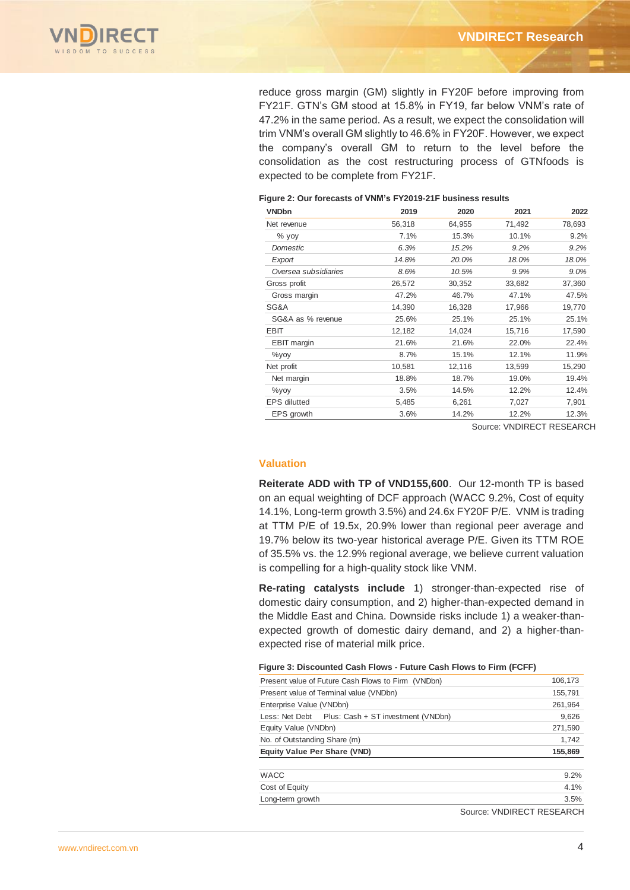reduce gross margin (GM) slightly in FY20F before improving from FY21F. GTN's GM stood at 15.8% in FY19, far below VNM's rate of 47.2% in the same period. As a result, we expect the consolidation will trim VNM's overall GM slightly to 46.6% in FY20F. However, we expect the company's overall GM to return to the level before the consolidation as the cost restructuring process of GTNfoods is expected to be complete from FY21F.

**Figure 2: Our forecasts of VNM's FY2019-21F business results**

| VNDbn | 2019 | 2020 | 2021 | 2022 |
|---|---|---|---|---|
| Net revenue | 56,318 | 64,955 | 71,492 | 78,693 |
| % yoy | 7.1% | 15.3% | 10.1% | 9.2% |
| *Domestic* | *6.3%* | *15.2%* | *9.2%* | *9.2%* |
| *Export* | *14.8%* | *20.0%* | *18.0%* | *18.0%* |
| *Oversea subsidiaries* | *8.6%* | *10.5%* | *9.9%* | *9.0%* |
| Gross profit | 26,572 | 30,352 | 33,682 | 37,360 |
| Gross margin | 47.2% | 46.7% | 47.1% | 47.5% |
| SG&A | 14,390 | 16,328 | 17,966 | 19,770 |
| SG&A as % revenue | 25.6% | 25.1% | 25.1% | 25.1% |
| EBIT | 12,182 | 14,024 | 15,716 | 17,590 |
| EBIT margin | 21.6% | 21.6% | 22.0% | 22.4% |
| %yoy | 8.7% | 15.1% | 12.1% | 11.9% |
| Net profit | 10,581 | 12,116 | 13,599 | 15,290 |
| Net margin | 18.8% | 18.7% | 19.0% | 19.4% |
| %yoy | 3.5% | 14.5% | 12.2% | 12.4% |
| EPS dilutted | 5,485 | 6,261 | 7,027 | 7,901 |
| EPS growth | 3.6% | 14.2% | 12.2% | 12.3% |

Source: VNDIRECT RESEARCH

## Valuation

**Reiterate ADD with TP of VND155,600**. Our 12-month TP is based on an equal weighting of DCF approach (WACC 9.2%, Cost of equity 14.1%, Long-term growth 3.5%) and 24.6x FY20F P/E. VNM is trading at TTM P/E of 19.5x, 20.9% lower than regional peer average and 19.7% below its two-year historical average P/E. Given its TTM ROE of 35.5% vs. the 12.9% regional average, we believe current valuation is compelling for a high-quality stock like VNM.

**Re-rating catalysts include** 1) stronger-than-expected rise of domestic dairy consumption, and 2) higher-than-expected demand in the Middle East and China. Downside risks include 1) a weaker-than-expected growth of domestic dairy demand, and 2) a higher-than-expected rise of material milk price.

**Figure 3: Discounted Cash Flows - Future Cash Flows to Firm (FCFF)**

| | |
|---|---|
| Present value of Future Cash Flows to Firm (VNDbn) | 106,173 |
| Present value of Terminal value (VNDbn) | 155,791 |
| Enterprise Value (VNDbn) | 261,964 |
| Less: Net Debt    Plus: Cash + ST investment (VNDbn) | 9,626 |
| Equity Value (VNDbn) | 271,590 |
| No. of Outstanding Share (m) | 1,742 |
| **Equity Value Per Share (VND)** | **155,869** |
| | |
| WACC | 9.2% |
| Cost of Equity | 4.1% |
| Long-term growth | 3.5% |

Source: VNDIRECT RESEARCH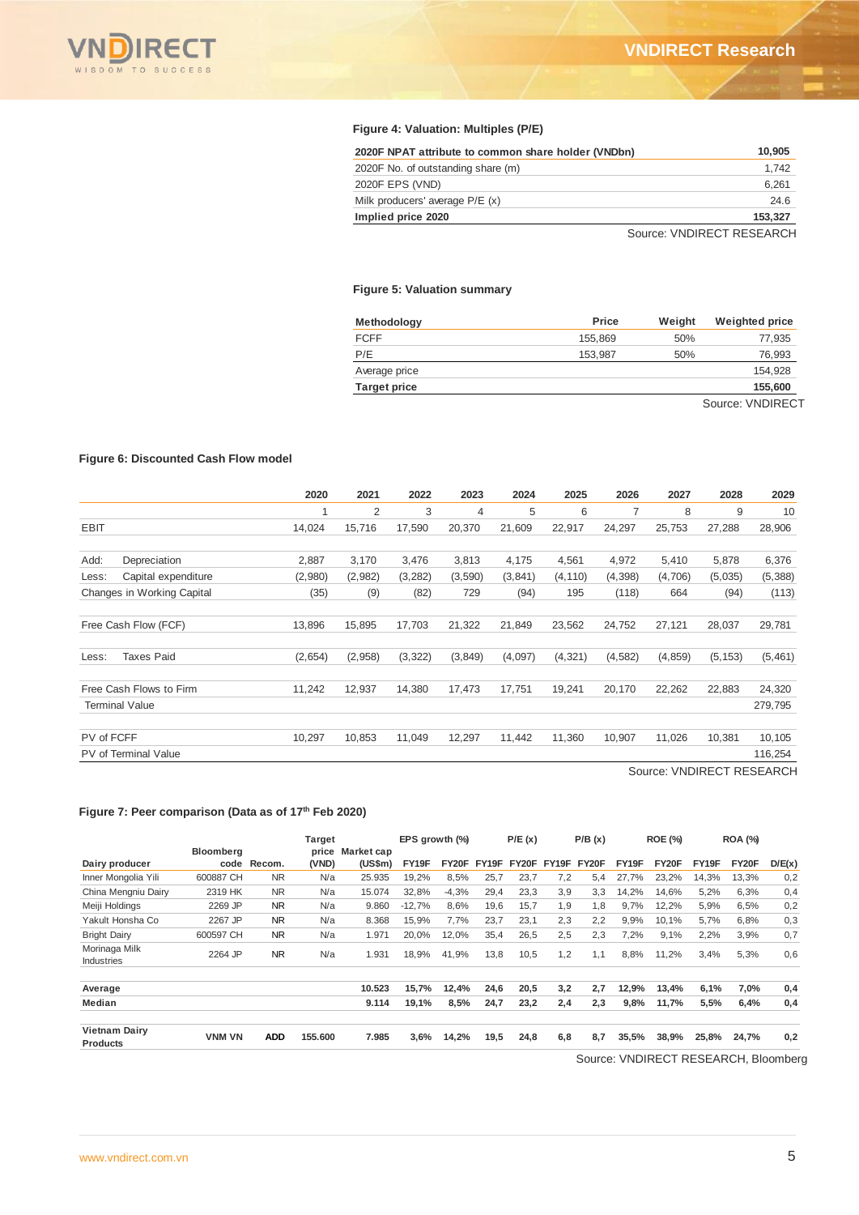**Figure 4: Valuation: Multiples (P/E)**

| 2020F NPAT attribute to common share holder (VNDbn) | 10,905 |
|---|---|
| 2020F No. of outstanding share (m) | 1,742 |
| 2020F EPS (VND) | 6,261 |
| Milk producers' average P/E (x) | 24.6 |
| **Implied price 2020** | **153,327** |

Source: VNDIRECT RESEARCH

**Figure 5: Valuation summary**

| Methodology | Price | Weight | Weighted price |
|---|---|---|---|
| FCFF | 155,869 | 50% | 77,935 |
| P/E | 153,987 | 50% | 76,993 |
| Average price | | | 154,928 |
| **Target price** | | | **155,600** |

Source: VNDIRECT

**Figure 6: Discounted Cash Flow model**

| | 2020 | 2021 | 2022 | 2023 | 2024 | 2025 | 2026 | 2027 | 2028 | 2029 |
|---|---|---|---|---|---|---|---|---|---|---|
| | 1 | 2 | 3 | 4 | 5 | 6 | 7 | 8 | 9 | 10 |
| EBIT | 14,024 | 15,716 | 17,590 | 20,370 | 21,609 | 22,917 | 24,297 | 25,753 | 27,288 | 28,906 |
| Add: Depreciation | 2,887 | 3,170 | 3,476 | 3,813 | 4,175 | 4,561 | 4,972 | 5,410 | 5,878 | 6,376 |
| Less: Capital expenditure | (2,980) | (2,982) | (3,282) | (3,590) | (3,841) | (4,110) | (4,398) | (4,706) | (5,035) | (5,388) |
| Changes in Working Capital | (35) | (9) | (82) | 729 | (94) | 195 | (118) | 664 | (94) | (113) |
| Free Cash Flow (FCF) | 13,896 | 15,895 | 17,703 | 21,322 | 21,849 | 23,562 | 24,752 | 27,121 | 28,037 | 29,781 |
| Less: Taxes Paid | (2,654) | (2,958) | (3,322) | (3,849) | (4,097) | (4,321) | (4,582) | (4,859) | (5,153) | (5,461) |
| Free Cash Flows to Firm | 11,242 | 12,937 | 14,380 | 17,473 | 17,751 | 19,241 | 20,170 | 22,262 | 22,883 | 24,320 |
| Terminal Value | | | | | | | | | | 279,795 |
| PV of FCFF | 10,297 | 10,853 | 11,049 | 12,297 | 11,442 | 11,360 | 10,907 | 11,026 | 10,381 | 10,105 |
| PV of Terminal Value | | | | | | | | | | 116,254 |

Source: VNDIRECT RESEARCH

**Figure 7: Peer comparison (Data as of 17th Feb 2020)**

| Dairy producer | Bloomberg code | Recom. | Target price (VND) | Market cap (US$m) | EPS growth (%) FY19F | EPS growth (%) FY20F | P/E (x) FY19F | P/E (x) FY20F | P/B (x) FY19F | P/B (x) FY20F | ROE (%) FY19F | ROE (%) FY20F | ROA (%) FY19F | ROA (%) FY20F | D/E(x) |
|---|---|---|---|---|---|---|---|---|---|---|---|---|---|---|---|
| Inner Mongolia Yili | 600887 CH | NR | N/a | 25.935 | 19,2% | 8,5% | 25,7 | 23,7 | 7,2 | 5,4 | 27,7% | 23,2% | 14,3% | 13,3% | 0,2 |
| China Mengniu Dairy | 2319 HK | NR | N/a | 15.074 | 32,8% | -4,3% | 29,4 | 23,3 | 3,9 | 3,3 | 14,2% | 14,6% | 5,2% | 6,3% | 0,4 |
| Meiji Holdings | 2269 JP | NR | N/a | 9.860 | -12,7% | 8,6% | 19,6 | 15,7 | 1,9 | 1,8 | 9,7% | 12,2% | 5,9% | 6,5% | 0,2 |
| Yakult Honsha Co | 2267 JP | NR | N/a | 8.368 | 15,9% | 7,7% | 23,7 | 23,1 | 2,3 | 2,2 | 9,9% | 10,1% | 5,7% | 6,8% | 0,3 |
| Bright Dairy | 600597 CH | NR | N/a | 1.971 | 20,0% | 12,0% | 35,4 | 26,5 | 2,5 | 2,3 | 7,2% | 9,1% | 2,2% | 3,9% | 0,7 |
| Morinaga Milk Industries | 2264 JP | NR | N/a | 1.931 | 18,9% | 41,9% | 13,8 | 10,5 | 1,2 | 1,1 | 8,8% | 11,2% | 3,4% | 5,3% | 0,6 |
| **Average** | | | | **10.523** | **15,7%** | **12,4%** | **24,6** | **20,5** | **3,2** | **2,7** | **12,9%** | **13,4%** | **6,1%** | **7,0%** | **0,4** |
| **Median** | | | | **9.114** | **19,1%** | **8,5%** | **24,7** | **23,2** | **2,4** | **2,3** | **9,8%** | **11,7%** | **5,5%** | **6,4%** | **0,4** |
| **Vietnam Dairy Products** | **VNM VN** | **ADD** | **155.600** | **7.985** | **3,6%** | **14,2%** | **19,5** | **24,8** | **6,8** | **8,7** | **35,5%** | **38,9%** | **25,8%** | **24,7%** | **0,2** |

Source: VNDIRECT RESEARCH, Bloomberg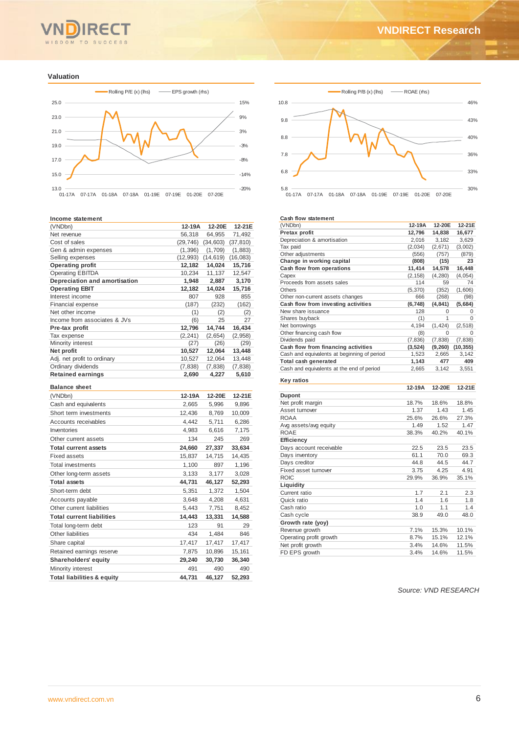## Valuation

Rolling P/E (x) (lhs) — EPS growth (rhs)

Rolling P/B (x) (lhs) — ROAE (rhs)

**Income statement**

| (VNDbn) | 12-19A | 12-20E | 12-21E |
|---|---|---|---|
| Net revenue | 56,318 | 64,955 | 71,492 |
| Cost of sales | (29,746) | (34,603) | (37,810) |
| Gen & admin expenses | (1,396) | (1,709) | (1,883) |
| Selling expenses | (12,993) | (14,619) | (16,083) |
| **Operating profit** | **12,182** | **14,024** | **15,716** |
| Operating EBITDA | 10,234 | 11,137 | 12,547 |
| **Depreciation and amortisation** | **1,948** | **2,887** | **3,170** |
| **Operating EBIT** | **12,182** | **14,024** | **15,716** |
| Interest income | 807 | 928 | 855 |
| Financial expense | (187) | (232) | (162) |
| Net other income | (1) | (2) | (2) |
| Income from associates & JVs | (6) | 25 | 27 |
| **Pre-tax profit** | **12,796** | **14,744** | **16,434** |
| Tax expense | (2,241) | (2,654) | (2,958) |
| Minority interest | (27) | (26) | (29) |
| **Net profit** | **10,527** | **12,064** | **13,448** |
| Adj. net profit to ordinary | 10,527 | 12,064 | 13,448 |
| Ordinary dividends | (7,838) | (7,838) | (7,838) |
| **Retained earnings** | **2,690** | **4,227** | **5,610** |

**Balance sheet**

| (VNDbn) | 12-19A | 12-20E | 12-21E |
|---|---|---|---|
| Cash and equivalents | 2,665 | 5,996 | 9,896 |
| Short term investments | 12,436 | 8,769 | 10,009 |
| Accounts receivables | 4,442 | 5,711 | 6,286 |
| Inventories | 4,983 | 6,616 | 7,175 |
| Other current assets | 134 | 245 | 269 |
| **Total current assets** | **24,660** | **27,337** | **33,634** |
| Fixed assets | 15,837 | 14,715 | 14,435 |
| Total investments | 1,100 | 897 | 1,196 |
| Other long-term assets | 3,133 | 3,177 | 3,028 |
| **Total assets** | **44,731** | **46,127** | **52,293** |
| Short-term debt | 5,351 | 1,372 | 1,504 |
| Accounts payable | 3,648 | 4,208 | 4,631 |
| Other current liabilities | 5,443 | 7,751 | 8,452 |
| **Total current liabilities** | **14,443** | **13,331** | **14,588** |
| Total long-term debt | 123 | 91 | 29 |
| Other liabilities | 434 | 1,484 | 846 |
| Share capital | 17,417 | 17,417 | 17,417 |
| Retained earnings reserve | 7,875 | 10,896 | 15,161 |
| **Shareholders' equity** | **29,240** | **30,730** | **36,340** |
| Minority interest | 491 | 490 | 490 |
| **Total liabilities & equity** | **44,731** | **46,127** | **52,293** |

**Cash flow statement**

| (VNDbn) | 12-19A | 12-20E | 12-21E |
|---|---|---|---|
| **Pretax profit** | **12,796** | **14,838** | **16,677** |
| Depreciation & amortisation | 2,016 | 3,182 | 3,629 |
| Tax paid | (2,034) | (2,671) | (3,002) |
| Other adjustments | (556) | (757) | (879) |
| **Change in working capital** | **(808)** | **(15)** | **23** |
| **Cash flow from operations** | **11,414** | **14,578** | **16,448** |
| Capex | (2,158) | (4,280) | (4,054) |
| Proceeds from assets sales | 114 | 59 | 74 |
| Others | (5,370) | (352) | (1,606) |
| Other non-current assets changes | 666 | (268) | (98) |
| **Cash flow from investing activities** | **(6,748)** | **(4,841)** | **(5,684)** |
| New share issuance | 128 | 0 | 0 |
| Shares buyback | (1) | 1 | 0 |
| Net borrowings | 4,194 | (1,424) | (2,518) |
| Other financing cash flow | (8) | 0 | 0 |
| Dividends paid | (7,836) | (7,838) | (7,838) |
| **Cash flow from financing activities** | **(3,524)** | **(9,260)** | **(10,355)** |
| Cash and equivalents at beginning of period | 1,523 | 2,665 | 3,142 |
| **Total cash generated** | **1,143** | **477** | **409** |
| Cash and equivalents at the end of period | 2,665 | 3,142 | 3,551 |

**Key ratios**

| | 12-19A | 12-20E | 12-21E |
|---|---|---|---|
| **Dupont** | | | |
| Net profit margin | 18.7% | 18.6% | 18.8% |
| Asset turnover | 1.37 | 1.43 | 1.45 |
| ROAA | 25.6% | 26.6% | 27.3% |
| Avg assets/avg equity | 1.49 | 1.52 | 1.47 |
| ROAE | 38.3% | 40.2% | 40.1% |
| **Efficiency** | | | |
| Days account receivable | 22.5 | 23.5 | 23.5 |
| Days inventory | 61.1 | 70.0 | 69.3 |
| Days creditor | 44.8 | 44.5 | 44.7 |
| Fixed asset turnover | 3.75 | 4.25 | 4.91 |
| ROIC | 29.9% | 36.9% | 35.1% |
| **Liquidity** | | | |
| Current ratio | 1.7 | 2.1 | 2.3 |
| Quick ratio | 1.4 | 1.6 | 1.8 |
| Cash ratio | 1.0 | 1.1 | 1.4 |
| Cash cycle | 38.9 | 49.0 | 48.0 |
| **Growth rate (yoy)** | | | |
| Revenue growth | 7.1% | 15.3% | 10.1% |
| Operating profit growth | 8.7% | 15.1% | 12.1% |
| Net profit growth | 3.4% | 14.6% | 11.5% |
| FD EPS growth | 3.4% | 14.6% | 11.5% |

*Source: VND RESEARCH*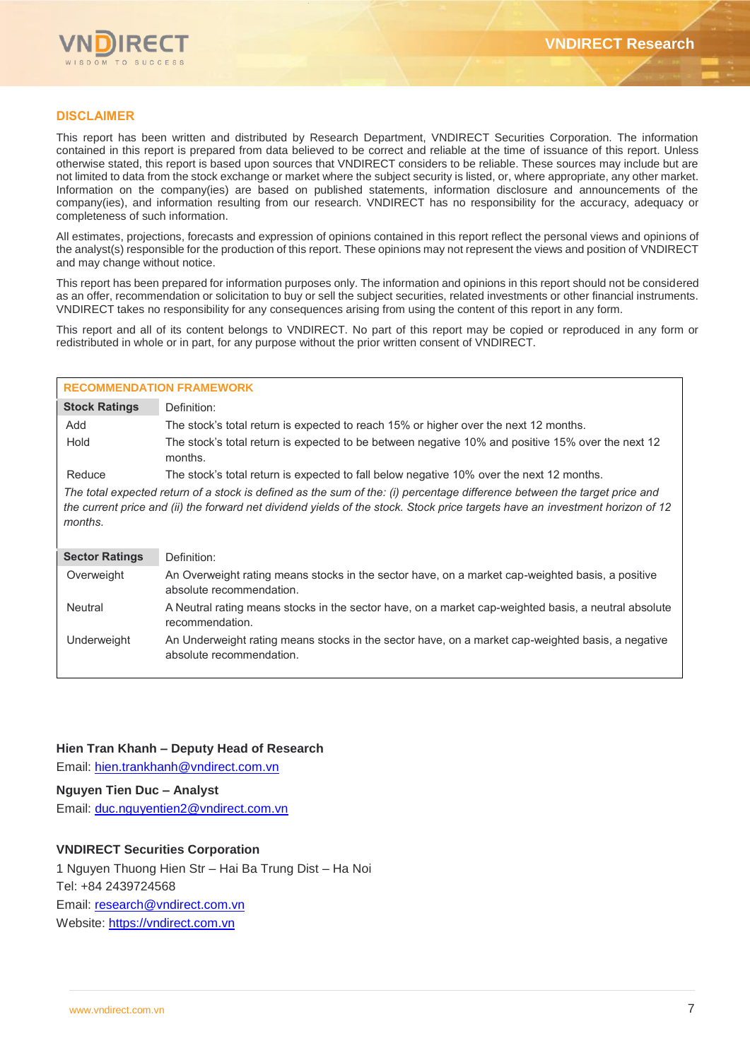## DISCLAIMER

This report has been written and distributed by Research Department, VNDIRECT Securities Corporation. The information contained in this report is prepared from data believed to be correct and reliable at the time of issuance of this report. Unless otherwise stated, this report is based upon sources that VNDIRECT considers to be reliable. These sources may include but are not limited to data from the stock exchange or market where the subject security is listed, or, where appropriate, any other market. Information on the company(ies) are based on published statements, information disclosure and announcements of the company(ies), and information resulting from our research. VNDIRECT has no responsibility for the accuracy, adequacy or completeness of such information.

All estimates, projections, forecasts and expression of opinions contained in this report reflect the personal views and opinions of the analyst(s) responsible for the production of this report. These opinions may not represent the views and position of VNDIRECT and may change without notice.

This report has been prepared for information purposes only. The information and opinions in this report should not be considered as an offer, recommendation or solicitation to buy or sell the subject securities, related investments or other financial instruments. VNDIRECT takes no responsibility for any consequences arising from using the content of this report in any form.

This report and all of its content belongs to VNDIRECT. No part of this report may be copied or reproduced in any form or redistributed in whole or in part, for any purpose without the prior written consent of VNDIRECT.

### RECOMMENDATION FRAMEWORK

| **Stock Ratings** | Definition: |
|---|---|
| Add | The stock's total return is expected to reach 15% or higher over the next 12 months. |
| Hold | The stock's total return is expected to be between negative 10% and positive 15% over the next 12 months. |
| Reduce | The stock's total return is expected to fall below negative 10% over the next 12 months. |

*The total expected return of a stock is defined as the sum of the: (i) percentage difference between the target price and the current price and (ii) the forward net dividend yields of the stock. Stock price targets have an investment horizon of 12 months.*

| **Sector Ratings** | Definition: |
|---|---|
| Overweight | An Overweight rating means stocks in the sector have, on a market cap-weighted basis, a positive absolute recommendation. |
| Neutral | A Neutral rating means stocks in the sector have, on a market cap-weighted basis, a neutral absolute recommendation. |
| Underweight | An Underweight rating means stocks in the sector have, on a market cap-weighted basis, a negative absolute recommendation. |

**Hien Tran Khanh – Deputy Head of Research**
Email: hien.trankhanh@vndirect.com.vn

**Nguyen Tien Duc – Analyst**
Email: duc.nguyentien2@vndirect.com.vn

**VNDIRECT Securities Corporation**
1 Nguyen Thuong Hien Str – Hai Ba Trung Dist – Ha Noi
Tel: +84 2439724568
Email: research@vndirect.com.vn
Website: https://vndirect.com.vn